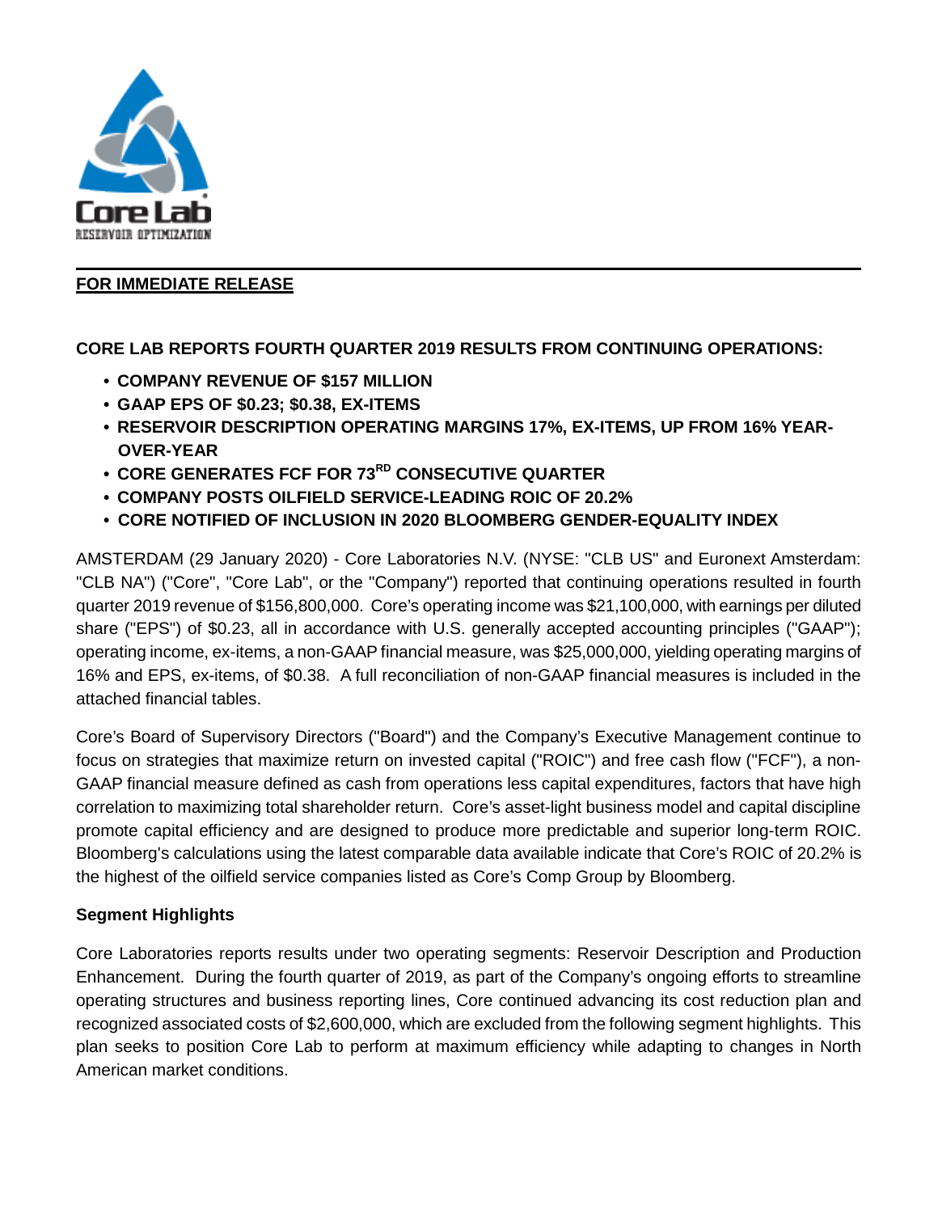**FOR IMMEDIATE RELEASE**

**CORE LAB REPORTS FOURTH QUARTER 2019 RESULTS FROM CONTINUING OPERATIONS:**

- **COMPANY REVENUE OF $157 MILLION**
- **GAAP EPS OF $0.23; $0.38, EX-ITEMS**
- **RESERVOIR DESCRIPTION OPERATING MARGINS 17%, EX-ITEMS, UP FROM 16% YEAR-OVER-YEAR**
- **CORE GENERATES FCF FOR 73RD CONSECUTIVE QUARTER**
- **COMPANY POSTS OILFIELD SERVICE-LEADING ROIC OF 20.2%**
- **CORE NOTIFIED OF INCLUSION IN 2020 BLOOMBERG GENDER-EQUALITY INDEX**

AMSTERDAM (29 January 2020) - Core Laboratories N.V. (NYSE: "CLB US" and Euronext Amsterdam: "CLB NA") ("Core", "Core Lab", or the "Company") reported that continuing operations resulted in fourth quarter 2019 revenue of $156,800,000. Core's operating income was $21,100,000, with earnings per diluted share ("EPS") of $0.23, all in accordance with U.S. generally accepted accounting principles ("GAAP"); operating income, ex-items, a non-GAAP financial measure, was $25,000,000, yielding operating margins of 16% and EPS, ex-items, of $0.38. A full reconciliation of non-GAAP financial measures is included in the attached financial tables.

Core's Board of Supervisory Directors ("Board") and the Company's Executive Management continue to focus on strategies that maximize return on invested capital ("ROIC") and free cash flow ("FCF"), a non-GAAP financial measure defined as cash from operations less capital expenditures, factors that have high correlation to maximizing total shareholder return. Core's asset-light business model and capital discipline promote capital efficiency and are designed to produce more predictable and superior long-term ROIC. Bloomberg's calculations using the latest comparable data available indicate that Core's ROIC of 20.2% is the highest of the oilfield service companies listed as Core's Comp Group by Bloomberg.

**Segment Highlights**

Core Laboratories reports results under two operating segments: Reservoir Description and Production Enhancement. During the fourth quarter of 2019, as part of the Company's ongoing efforts to streamline operating structures and business reporting lines, Core continued advancing its cost reduction plan and recognized associated costs of $2,600,000, which are excluded from the following segment highlights. This plan seeks to position Core Lab to perform at maximum efficiency while adapting to changes in North American market conditions.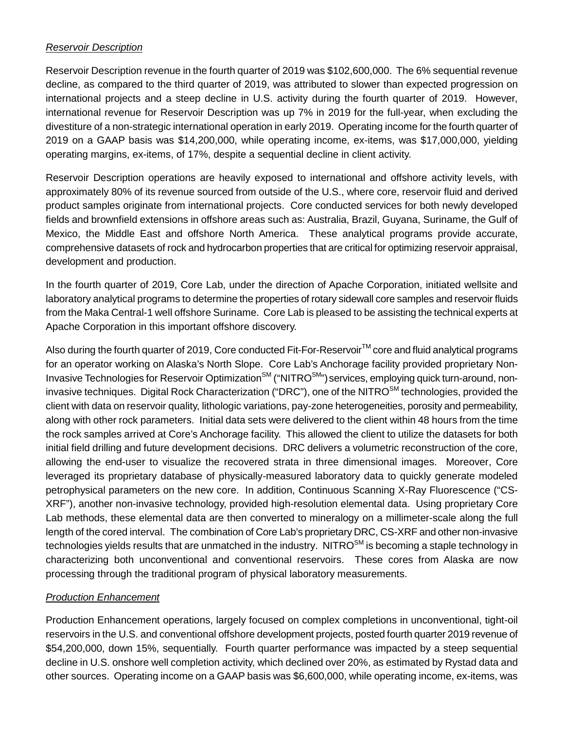*Reservoir Description*

Reservoir Description revenue in the fourth quarter of 2019 was $102,600,000. The 6% sequential revenue decline, as compared to the third quarter of 2019, was attributed to slower than expected progression on international projects and a steep decline in U.S. activity during the fourth quarter of 2019. However, international revenue for Reservoir Description was up 7% in 2019 for the full-year, when excluding the divestiture of a non-strategic international operation in early 2019. Operating income for the fourth quarter of 2019 on a GAAP basis was $14,200,000, while operating income, ex-items, was $17,000,000, yielding operating margins, ex-items, of 17%, despite a sequential decline in client activity.

Reservoir Description operations are heavily exposed to international and offshore activity levels, with approximately 80% of its revenue sourced from outside of the U.S., where core, reservoir fluid and derived product samples originate from international projects. Core conducted services for both newly developed fields and brownfield extensions in offshore areas such as: Australia, Brazil, Guyana, Suriname, the Gulf of Mexico, the Middle East and offshore North America. These analytical programs provide accurate, comprehensive datasets of rock and hydrocarbon properties that are critical for optimizing reservoir appraisal, development and production.

In the fourth quarter of 2019, Core Lab, under the direction of Apache Corporation, initiated wellsite and laboratory analytical programs to determine the properties of rotary sidewall core samples and reservoir fluids from the Maka Central-1 well offshore Suriname. Core Lab is pleased to be assisting the technical experts at Apache Corporation in this important offshore discovery.

Also during the fourth quarter of 2019, Core conducted Fit-For-Reservoir™ core and fluid analytical programs for an operator working on Alaska's North Slope. Core Lab's Anchorage facility provided proprietary Non-Invasive Technologies for Reservoir Optimization℠ ("NITRO℠") services, employing quick turn-around, non-invasive techniques. Digital Rock Characterization ("DRC"), one of the NITRO℠ technologies, provided the client with data on reservoir quality, lithologic variations, pay-zone heterogeneities, porosity and permeability, along with other rock parameters. Initial data sets were delivered to the client within 48 hours from the time the rock samples arrived at Core's Anchorage facility. This allowed the client to utilize the datasets for both initial field drilling and future development decisions. DRC delivers a volumetric reconstruction of the core, allowing the end-user to visualize the recovered strata in three dimensional images. Moreover, Core leveraged its proprietary database of physically-measured laboratory data to quickly generate modeled petrophysical parameters on the new core. In addition, Continuous Scanning X-Ray Fluorescence ("CS-XRF"), another non-invasive technology, provided high-resolution elemental data. Using proprietary Core Lab methods, these elemental data are then converted to mineralogy on a millimeter-scale along the full length of the cored interval. The combination of Core Lab's proprietary DRC, CS-XRF and other non-invasive technologies yields results that are unmatched in the industry. NITRO℠ is becoming a staple technology in characterizing both unconventional and conventional reservoirs. These cores from Alaska are now processing through the traditional program of physical laboratory measurements.

*Production Enhancement*

Production Enhancement operations, largely focused on complex completions in unconventional, tight-oil reservoirs in the U.S. and conventional offshore development projects, posted fourth quarter 2019 revenue of $54,200,000, down 15%, sequentially. Fourth quarter performance was impacted by a steep sequential decline in U.S. onshore well completion activity, which declined over 20%, as estimated by Rystad data and other sources. Operating income on a GAAP basis was $6,600,000, while operating income, ex-items, was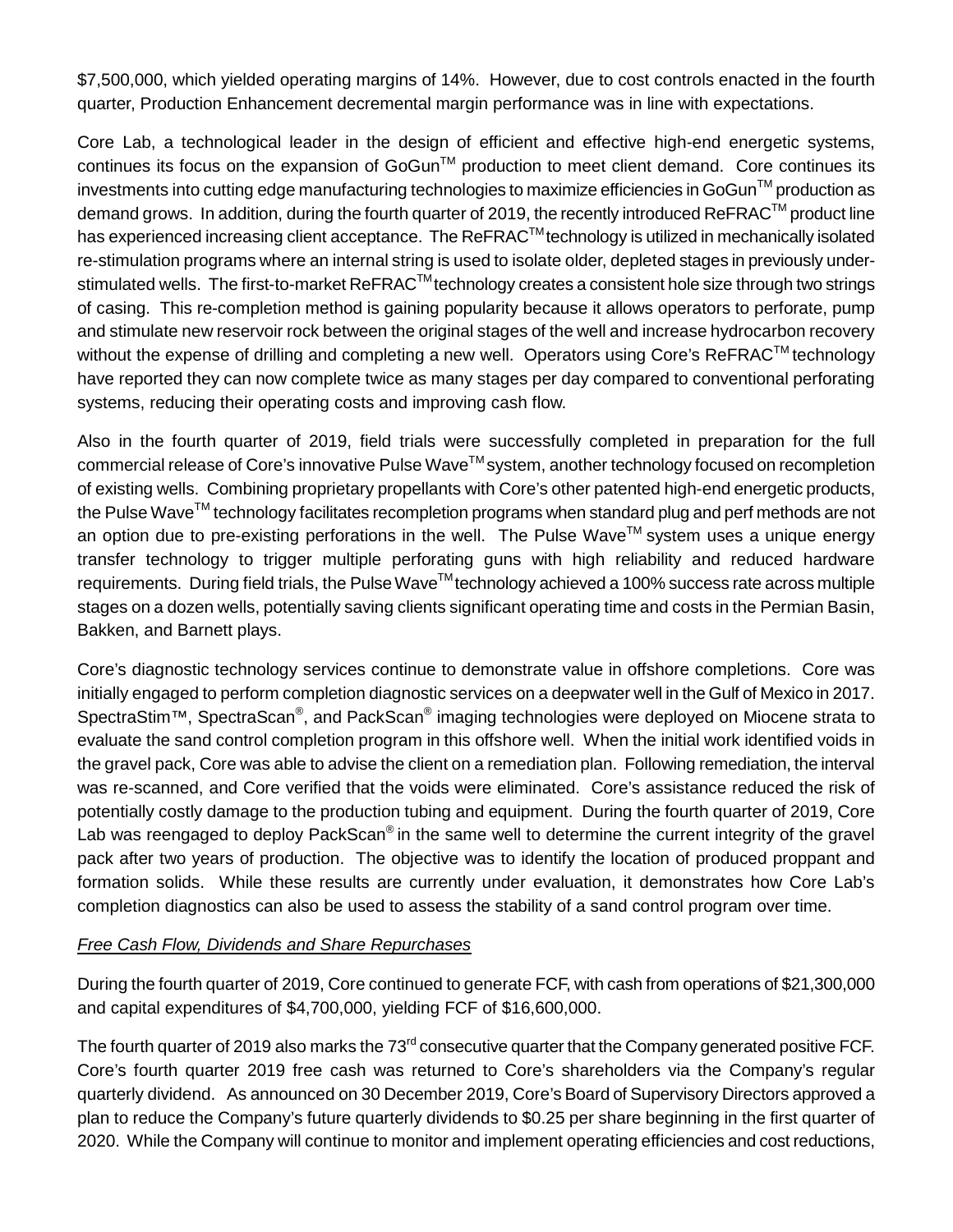$7,500,000, which yielded operating margins of 14%. However, due to cost controls enacted in the fourth quarter, Production Enhancement decremental margin performance was in line with expectations.

Core Lab, a technological leader in the design of efficient and effective high-end energetic systems, continues its focus on the expansion of GoGun™ production to meet client demand. Core continues its investments into cutting edge manufacturing technologies to maximize efficiencies in GoGun™ production as demand grows. In addition, during the fourth quarter of 2019, the recently introduced ReFRAC™ product line has experienced increasing client acceptance. The ReFRAC™ technology is utilized in mechanically isolated re-stimulation programs where an internal string is used to isolate older, depleted stages in previously under-stimulated wells. The first-to-market ReFRAC™ technology creates a consistent hole size through two strings of casing. This re-completion method is gaining popularity because it allows operators to perforate, pump and stimulate new reservoir rock between the original stages of the well and increase hydrocarbon recovery without the expense of drilling and completing a new well. Operators using Core's ReFRAC™ technology have reported they can now complete twice as many stages per day compared to conventional perforating systems, reducing their operating costs and improving cash flow.

Also in the fourth quarter of 2019, field trials were successfully completed in preparation for the full commercial release of Core's innovative Pulse Wave™ system, another technology focused on recompletion of existing wells. Combining proprietary propellants with Core's other patented high-end energetic products, the Pulse Wave™ technology facilitates recompletion programs when standard plug and perf methods are not an option due to pre-existing perforations in the well. The Pulse Wave™ system uses a unique energy transfer technology to trigger multiple perforating guns with high reliability and reduced hardware requirements. During field trials, the Pulse Wave™ technology achieved a 100% success rate across multiple stages on a dozen wells, potentially saving clients significant operating time and costs in the Permian Basin, Bakken, and Barnett plays.

Core's diagnostic technology services continue to demonstrate value in offshore completions. Core was initially engaged to perform completion diagnostic services on a deepwater well in the Gulf of Mexico in 2017. SpectraStim™, SpectraScan®, and PackScan® imaging technologies were deployed on Miocene strata to evaluate the sand control completion program in this offshore well. When the initial work identified voids in the gravel pack, Core was able to advise the client on a remediation plan. Following remediation, the interval was re-scanned, and Core verified that the voids were eliminated. Core's assistance reduced the risk of potentially costly damage to the production tubing and equipment. During the fourth quarter of 2019, Core Lab was reengaged to deploy PackScan® in the same well to determine the current integrity of the gravel pack after two years of production. The objective was to identify the location of produced proppant and formation solids. While these results are currently under evaluation, it demonstrates how Core Lab's completion diagnostics can also be used to assess the stability of a sand control program over time.

*Free Cash Flow, Dividends and Share Repurchases*

During the fourth quarter of 2019, Core continued to generate FCF, with cash from operations of $21,300,000 and capital expenditures of $4,700,000, yielding FCF of $16,600,000.

The fourth quarter of 2019 also marks the 73rd consecutive quarter that the Company generated positive FCF. Core's fourth quarter 2019 free cash was returned to Core's shareholders via the Company's regular quarterly dividend. As announced on 30 December 2019, Core's Board of Supervisory Directors approved a plan to reduce the Company's future quarterly dividends to $0.25 per share beginning in the first quarter of 2020. While the Company will continue to monitor and implement operating efficiencies and cost reductions,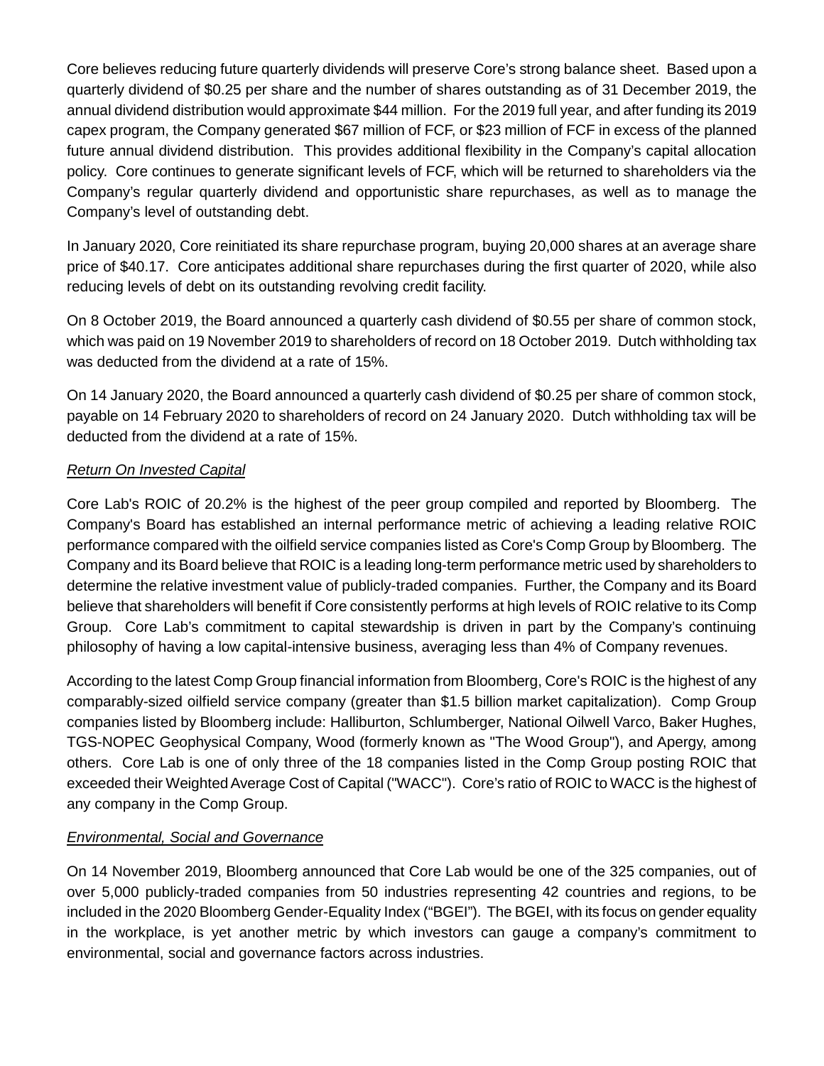Core believes reducing future quarterly dividends will preserve Core's strong balance sheet. Based upon a quarterly dividend of $0.25 per share and the number of shares outstanding as of 31 December 2019, the annual dividend distribution would approximate $44 million. For the 2019 full year, and after funding its 2019 capex program, the Company generated $67 million of FCF, or $23 million of FCF in excess of the planned future annual dividend distribution. This provides additional flexibility in the Company's capital allocation policy. Core continues to generate significant levels of FCF, which will be returned to shareholders via the Company's regular quarterly dividend and opportunistic share repurchases, as well as to manage the Company's level of outstanding debt.

In January 2020, Core reinitiated its share repurchase program, buying 20,000 shares at an average share price of $40.17. Core anticipates additional share repurchases during the first quarter of 2020, while also reducing levels of debt on its outstanding revolving credit facility.

On 8 October 2019, the Board announced a quarterly cash dividend of $0.55 per share of common stock, which was paid on 19 November 2019 to shareholders of record on 18 October 2019. Dutch withholding tax was deducted from the dividend at a rate of 15%.

On 14 January 2020, the Board announced a quarterly cash dividend of $0.25 per share of common stock, payable on 14 February 2020 to shareholders of record on 24 January 2020. Dutch withholding tax will be deducted from the dividend at a rate of 15%.

*Return On Invested Capital*

Core Lab's ROIC of 20.2% is the highest of the peer group compiled and reported by Bloomberg. The Company's Board has established an internal performance metric of achieving a leading relative ROIC performance compared with the oilfield service companies listed as Core's Comp Group by Bloomberg. The Company and its Board believe that ROIC is a leading long-term performance metric used by shareholders to determine the relative investment value of publicly-traded companies. Further, the Company and its Board believe that shareholders will benefit if Core consistently performs at high levels of ROIC relative to its Comp Group. Core Lab's commitment to capital stewardship is driven in part by the Company's continuing philosophy of having a low capital-intensive business, averaging less than 4% of Company revenues.

According to the latest Comp Group financial information from Bloomberg, Core's ROIC is the highest of any comparably-sized oilfield service company (greater than $1.5 billion market capitalization). Comp Group companies listed by Bloomberg include: Halliburton, Schlumberger, National Oilwell Varco, Baker Hughes, TGS-NOPEC Geophysical Company, Wood (formerly known as "The Wood Group"), and Apergy, among others. Core Lab is one of only three of the 18 companies listed in the Comp Group posting ROIC that exceeded their Weighted Average Cost of Capital ("WACC"). Core's ratio of ROIC to WACC is the highest of any company in the Comp Group.

*Environmental, Social and Governance*

On 14 November 2019, Bloomberg announced that Core Lab would be one of the 325 companies, out of over 5,000 publicly-traded companies from 50 industries representing 42 countries and regions, to be included in the 2020 Bloomberg Gender-Equality Index ("BGEI"). The BGEI, with its focus on gender equality in the workplace, is yet another metric by which investors can gauge a company's commitment to environmental, social and governance factors across industries.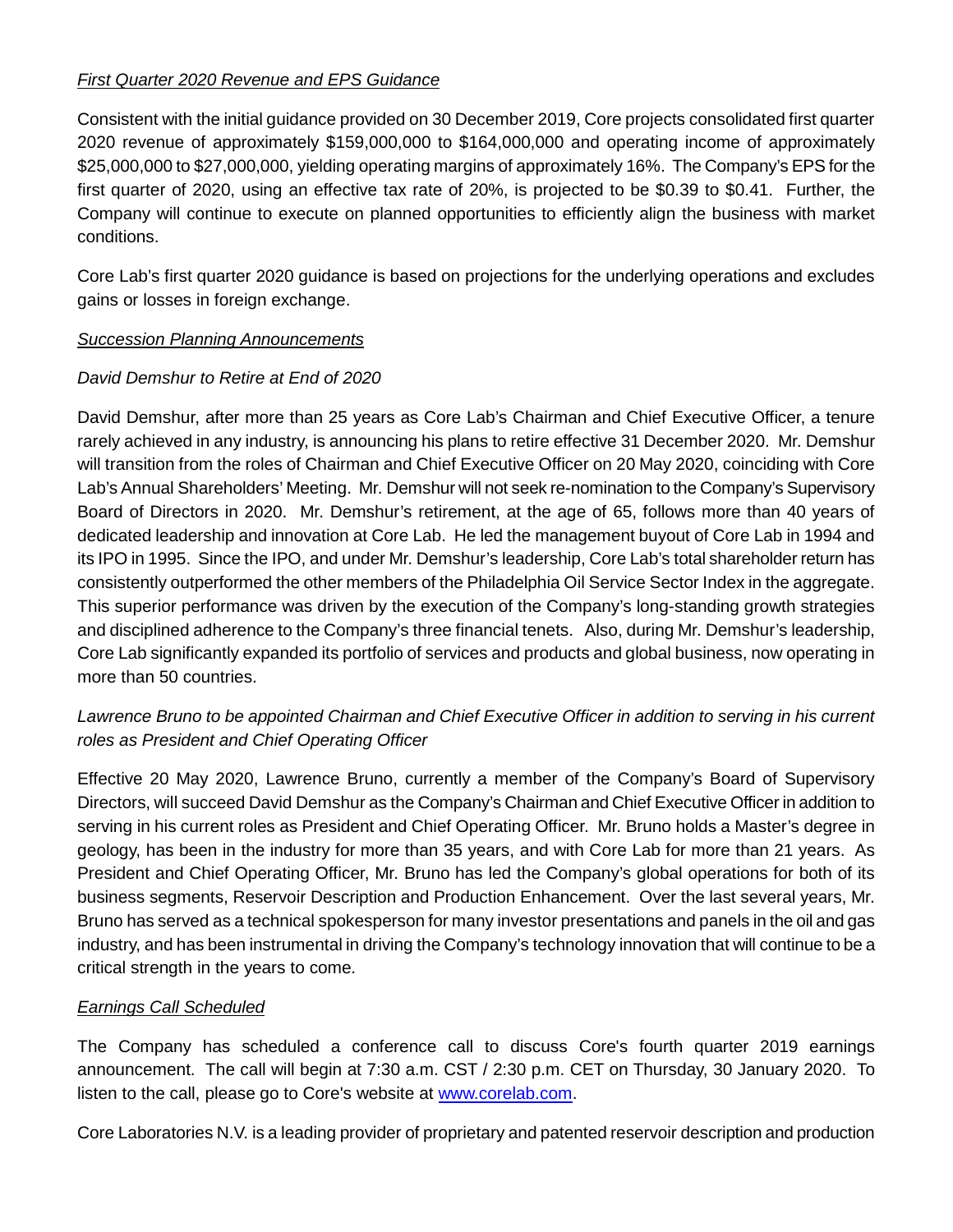*First Quarter 2020 Revenue and EPS Guidance*

Consistent with the initial guidance provided on 30 December 2019, Core projects consolidated first quarter 2020 revenue of approximately $159,000,000 to $164,000,000 and operating income of approximately $25,000,000 to $27,000,000, yielding operating margins of approximately 16%. The Company's EPS for the first quarter of 2020, using an effective tax rate of 20%, is projected to be $0.39 to $0.41. Further, the Company will continue to execute on planned opportunities to efficiently align the business with market conditions.

Core Lab's first quarter 2020 guidance is based on projections for the underlying operations and excludes gains or losses in foreign exchange.

*Succession Planning Announcements*

*David Demshur to Retire at End of 2020*

David Demshur, after more than 25 years as Core Lab's Chairman and Chief Executive Officer, a tenure rarely achieved in any industry, is announcing his plans to retire effective 31 December 2020. Mr. Demshur will transition from the roles of Chairman and Chief Executive Officer on 20 May 2020, coinciding with Core Lab's Annual Shareholders' Meeting. Mr. Demshur will not seek re-nomination to the Company's Supervisory Board of Directors in 2020. Mr. Demshur's retirement, at the age of 65, follows more than 40 years of dedicated leadership and innovation at Core Lab. He led the management buyout of Core Lab in 1994 and its IPO in 1995. Since the IPO, and under Mr. Demshur's leadership, Core Lab's total shareholder return has consistently outperformed the other members of the Philadelphia Oil Service Sector Index in the aggregate. This superior performance was driven by the execution of the Company's long-standing growth strategies and disciplined adherence to the Company's three financial tenets. Also, during Mr. Demshur's leadership, Core Lab significantly expanded its portfolio of services and products and global business, now operating in more than 50 countries.

*Lawrence Bruno to be appointed Chairman and Chief Executive Officer in addition to serving in his current roles as President and Chief Operating Officer*

Effective 20 May 2020, Lawrence Bruno, currently a member of the Company's Board of Supervisory Directors, will succeed David Demshur as the Company's Chairman and Chief Executive Officer in addition to serving in his current roles as President and Chief Operating Officer. Mr. Bruno holds a Master's degree in geology, has been in the industry for more than 35 years, and with Core Lab for more than 21 years. As President and Chief Operating Officer, Mr. Bruno has led the Company's global operations for both of its business segments, Reservoir Description and Production Enhancement. Over the last several years, Mr. Bruno has served as a technical spokesperson for many investor presentations and panels in the oil and gas industry, and has been instrumental in driving the Company's technology innovation that will continue to be a critical strength in the years to come.

*Earnings Call Scheduled*

The Company has scheduled a conference call to discuss Core's fourth quarter 2019 earnings announcement. The call will begin at 7:30 a.m. CST / 2:30 p.m. CET on Thursday, 30 January 2020. To listen to the call, please go to Core's website at www.corelab.com.

Core Laboratories N.V. is a leading provider of proprietary and patented reservoir description and production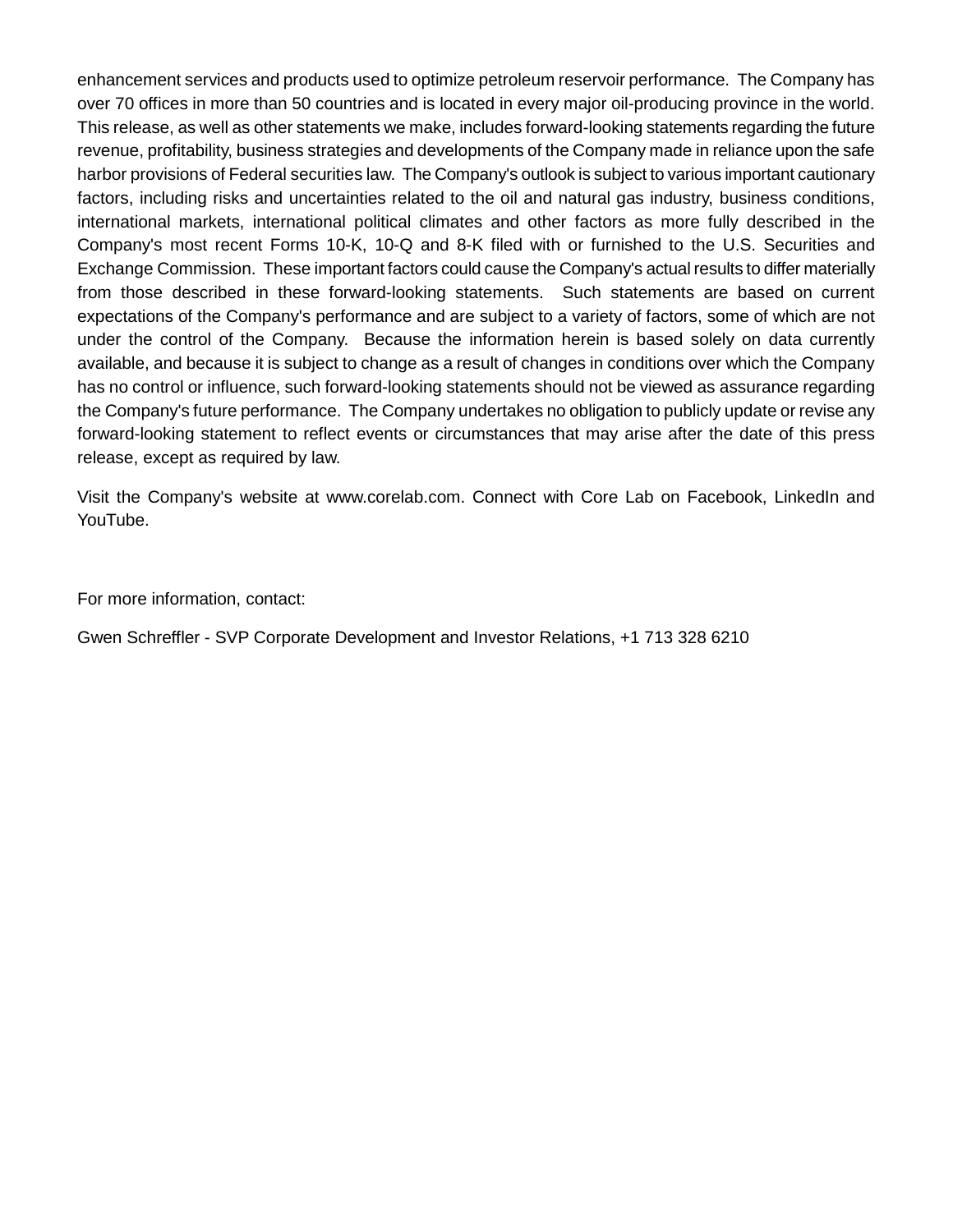enhancement services and products used to optimize petroleum reservoir performance. The Company has over 70 offices in more than 50 countries and is located in every major oil-producing province in the world. This release, as well as other statements we make, includes forward-looking statements regarding the future revenue, profitability, business strategies and developments of the Company made in reliance upon the safe harbor provisions of Federal securities law. The Company's outlook is subject to various important cautionary factors, including risks and uncertainties related to the oil and natural gas industry, business conditions, international markets, international political climates and other factors as more fully described in the Company's most recent Forms 10-K, 10-Q and 8-K filed with or furnished to the U.S. Securities and Exchange Commission. These important factors could cause the Company's actual results to differ materially from those described in these forward-looking statements. Such statements are based on current expectations of the Company's performance and are subject to a variety of factors, some of which are not under the control of the Company. Because the information herein is based solely on data currently available, and because it is subject to change as a result of changes in conditions over which the Company has no control or influence, such forward-looking statements should not be viewed as assurance regarding the Company's future performance. The Company undertakes no obligation to publicly update or revise any forward-looking statement to reflect events or circumstances that may arise after the date of this press release, except as required by law.

Visit the Company's website at www.corelab.com. Connect with Core Lab on Facebook, LinkedIn and YouTube.

For more information, contact:

Gwen Schreffler - SVP Corporate Development and Investor Relations, +1 713 328 6210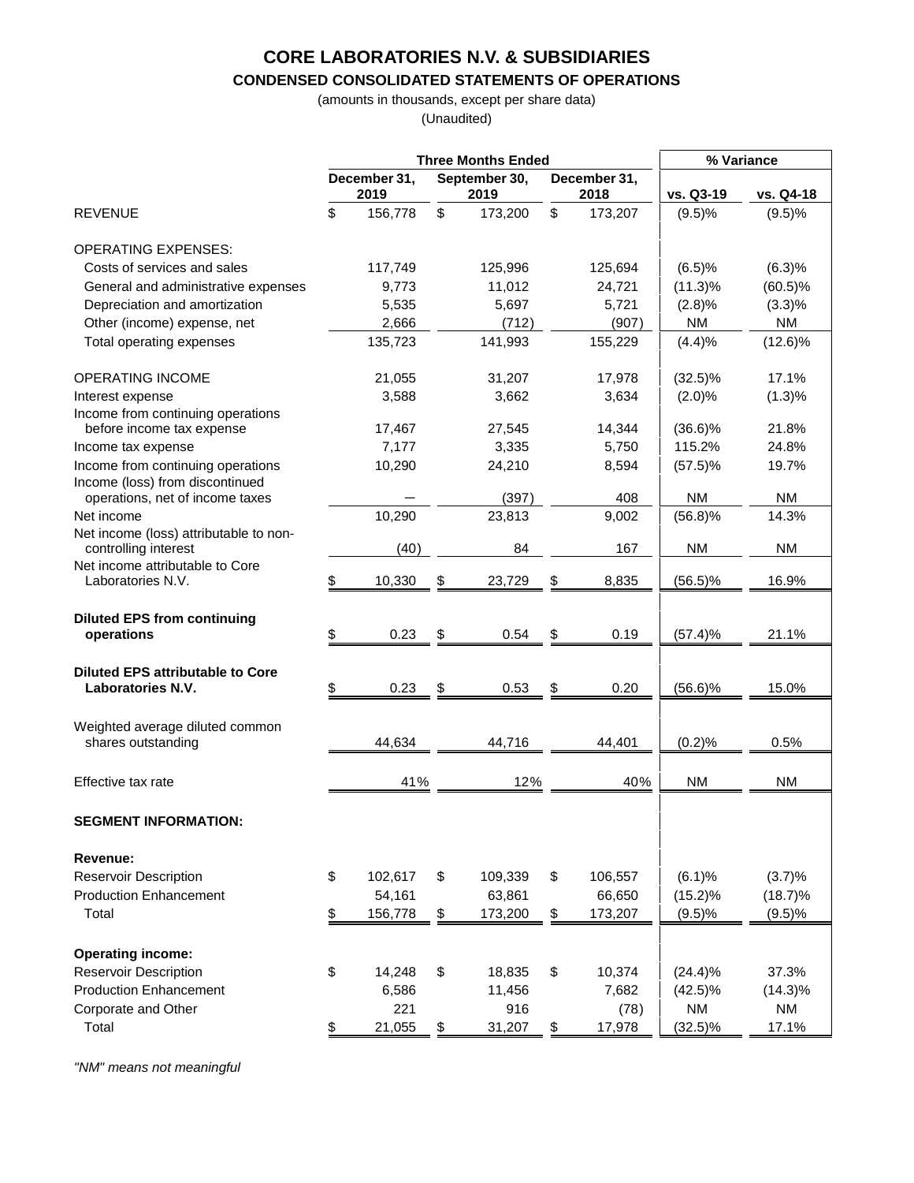# CORE LABORATORIES N.V. & SUBSIDIARIES

## CONDENSED CONSOLIDATED STATEMENTS OF OPERATIONS

(amounts in thousands, except per share data)

(Unaudited)

| | Three Months Ended | | | % Variance | |
|---|---|---|---|---|---|
| | December 31, 2019 | September 30, 2019 | December 31, 2018 | vs. Q3-19 | vs. Q4-18 |
| REVENUE | $ 156,778 | $ 173,200 | $ 173,207 | (9.5)% | (9.5)% |
| OPERATING EXPENSES: | | | | | |
| Costs of services and sales | 117,749 | 125,996 | 125,694 | (6.5)% | (6.3)% |
| General and administrative expenses | 9,773 | 11,012 | 24,721 | (11.3)% | (60.5)% |
| Depreciation and amortization | 5,535 | 5,697 | 5,721 | (2.8)% | (3.3)% |
| Other (income) expense, net | 2,666 | (712) | (907) | NM | NM |
| Total operating expenses | 135,723 | 141,993 | 155,229 | (4.4)% | (12.6)% |
| OPERATING INCOME | 21,055 | 31,207 | 17,978 | (32.5)% | 17.1% |
| Interest expense | 3,588 | 3,662 | 3,634 | (2.0)% | (1.3)% |
| Income from continuing operations before income tax expense | 17,467 | 27,545 | 14,344 | (36.6)% | 21.8% |
| Income tax expense | 7,177 | 3,335 | 5,750 | 115.2% | 24.8% |
| Income from continuing operations | 10,290 | 24,210 | 8,594 | (57.5)% | 19.7% |
| Income (loss) from discontinued operations, net of income taxes | — | (397) | 408 | NM | NM |
| Net income | 10,290 | 23,813 | 9,002 | (56.8)% | 14.3% |
| Net income (loss) attributable to non-controlling interest | (40) | 84 | 167 | NM | NM |
| Net income attributable to Core Laboratories N.V. | $ 10,330 | $ 23,729 | $ 8,835 | (56.5)% | 16.9% |
| **Diluted EPS from continuing operations** | $ 0.23 | $ 0.54 | $ 0.19 | (57.4)% | 21.1% |
| **Diluted EPS attributable to Core Laboratories N.V.** | $ 0.23 | $ 0.53 | $ 0.20 | (56.6)% | 15.0% |
| Weighted average diluted common shares outstanding | 44,634 | 44,716 | 44,401 | (0.2)% | 0.5% |
| Effective tax rate | 41% | 12% | 40% | NM | NM |
| **SEGMENT INFORMATION:** | | | | | |
| **Revenue:** | | | | | |
| Reservoir Description | $ 102,617 | $ 109,339 | $ 106,557 | (6.1)% | (3.7)% |
| Production Enhancement | 54,161 | 63,861 | 66,650 | (15.2)% | (18.7)% |
| Total | $ 156,778 | $ 173,200 | $ 173,207 | (9.5)% | (9.5)% |
| **Operating income:** | | | | | |
| Reservoir Description | $ 14,248 | $ 18,835 | $ 10,374 | (24.4)% | 37.3% |
| Production Enhancement | 6,586 | 11,456 | 7,682 | (42.5)% | (14.3)% |
| Corporate and Other | 221 | 916 | (78) | NM | NM |
| Total | $ 21,055 | $ 31,207 | $ 17,978 | (32.5)% | 17.1% |

*"NM" means not meaningful*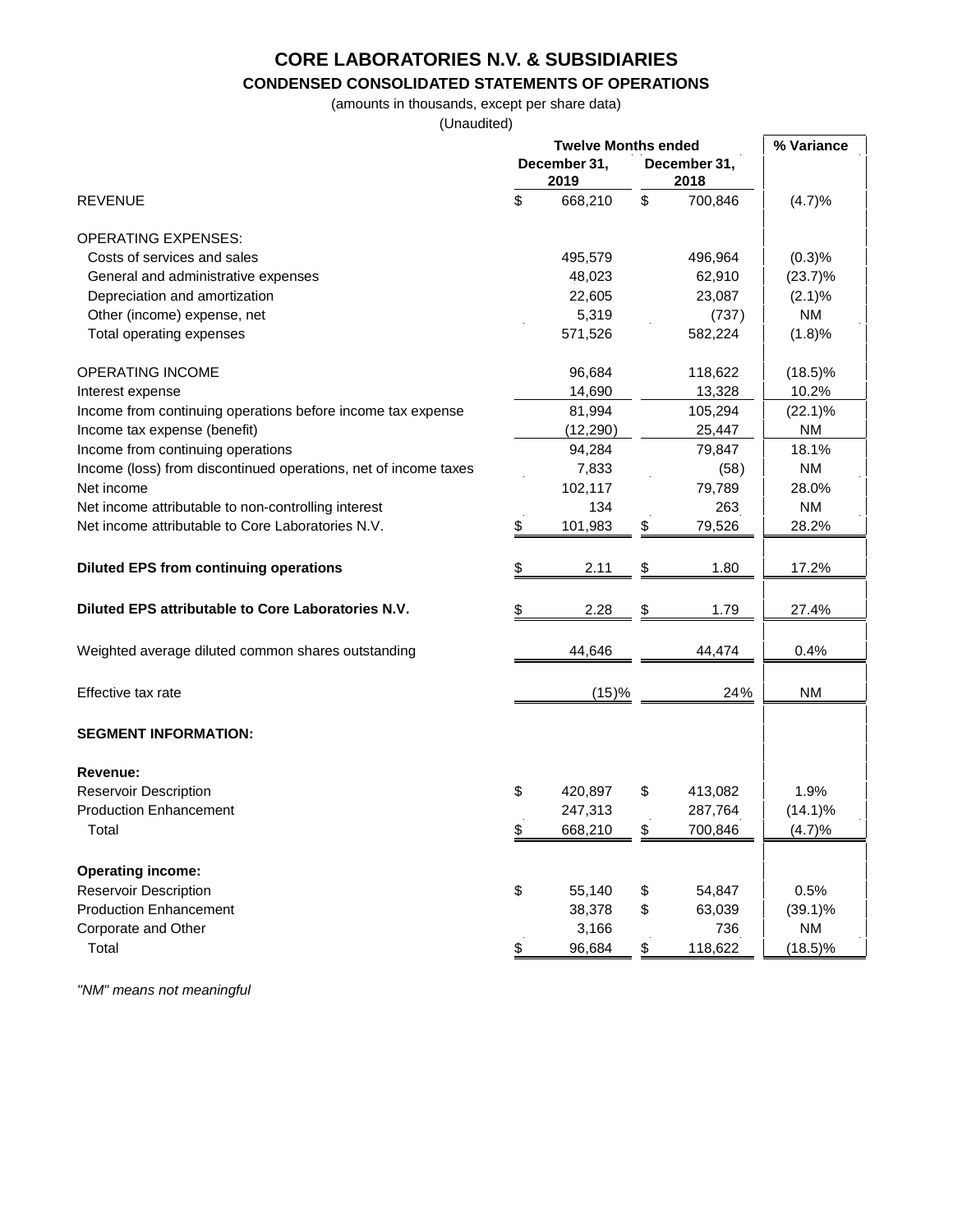# CORE LABORATORIES N.V. & SUBSIDIARIES

## CONDENSED CONSOLIDATED STATEMENTS OF OPERATIONS

(amounts in thousands, except per share data)

(Unaudited)

| | Twelve Months ended | | % Variance |
|---|---|---|---|
| | December 31, 2019 | December 31, 2018 | |
| REVENUE | $ 668,210 | $ 700,846 | (4.7)% |
| OPERATING EXPENSES: | | | |
| Costs of services and sales | 495,579 | 496,964 | (0.3)% |
| General and administrative expenses | 48,023 | 62,910 | (23.7)% |
| Depreciation and amortization | 22,605 | 23,087 | (2.1)% |
| Other (income) expense, net | 5,319 | (737) | NM |
| Total operating expenses | 571,526 | 582,224 | (1.8)% |
| OPERATING INCOME | 96,684 | 118,622 | (18.5)% |
| Interest expense | 14,690 | 13,328 | 10.2% |
| Income from continuing operations before income tax expense | 81,994 | 105,294 | (22.1)% |
| Income tax expense (benefit) | (12,290) | 25,447 | NM |
| Income from continuing operations | 94,284 | 79,847 | 18.1% |
| Income (loss) from discontinued operations, net of income taxes | 7,833 | (58) | NM |
| Net income | 102,117 | 79,789 | 28.0% |
| Net income attributable to non-controlling interest | 134 | 263 | NM |
| Net income attributable to Core Laboratories N.V. | $ 101,983 | $ 79,526 | 28.2% |
| **Diluted EPS from continuing operations** | $ 2.11 | $ 1.80 | 17.2% |
| **Diluted EPS attributable to Core Laboratories N.V.** | $ 2.28 | $ 1.79 | 27.4% |
| Weighted average diluted common shares outstanding | 44,646 | 44,474 | 0.4% |
| Effective tax rate | (15)% | 24% | NM |
| **SEGMENT INFORMATION:** | | | |
| **Revenue:** | | | |
| Reservoir Description | $ 420,897 | $ 413,082 | 1.9% |
| Production Enhancement | 247,313 | 287,764 | (14.1)% |
| Total | $ 668,210 | $ 700,846 | (4.7)% |
| **Operating income:** | | | |
| Reservoir Description | $ 55,140 | $ 54,847 | 0.5% |
| Production Enhancement | 38,378 | $ 63,039 | (39.1)% |
| Corporate and Other | 3,166 | 736 | NM |
| Total | $ 96,684 | $ 118,622 | (18.5)% |

*"NM" means not meaningful*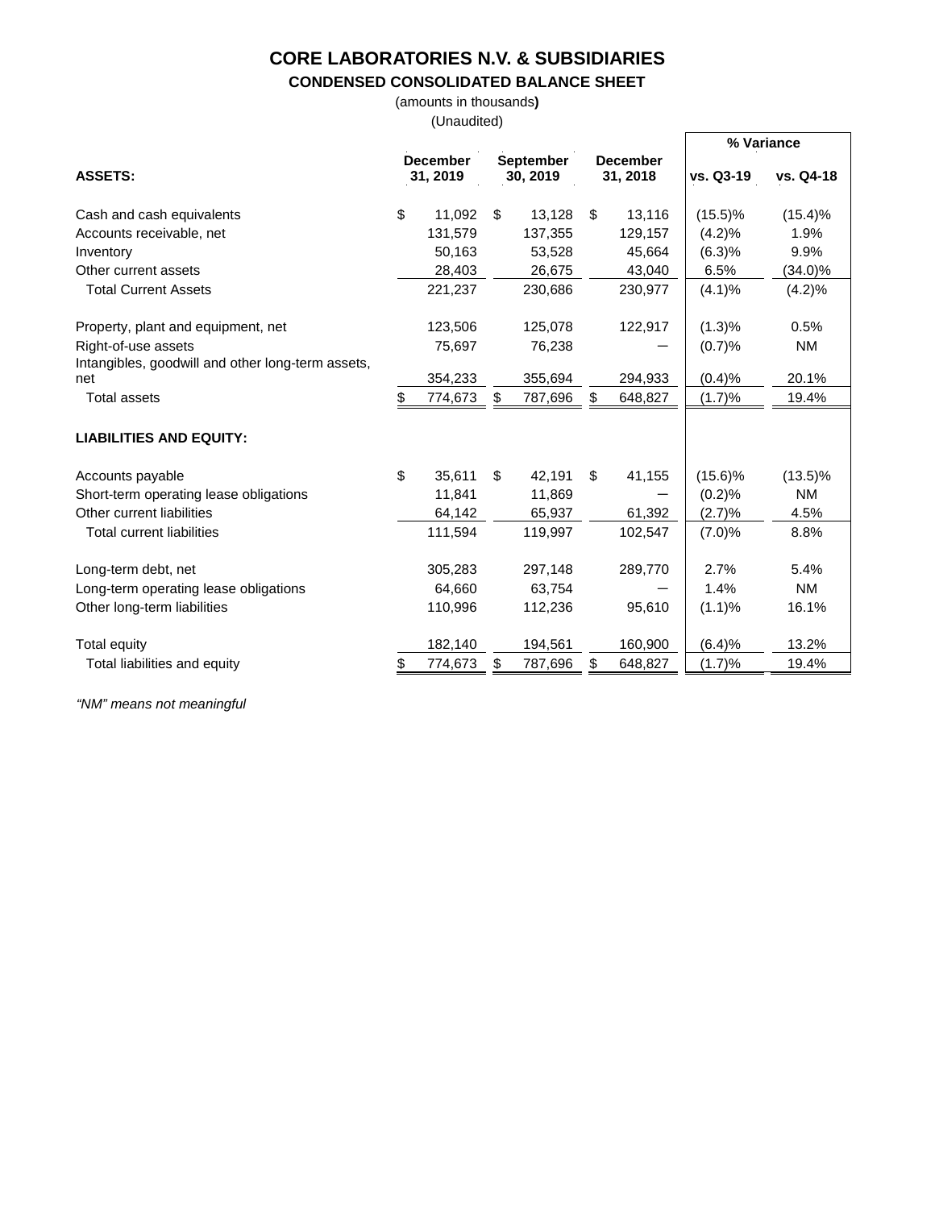# CORE LABORATORIES N.V. & SUBSIDIARIES

## CONDENSED CONSOLIDATED BALANCE SHEET

(amounts in thousands)

(Unaudited)

| | December 31, 2019 | September 30, 2019 | December 31, 2018 | % Variance vs. Q3-19 | % Variance vs. Q4-18 |
|---|---|---|---|---|---|
| **ASSETS:** | | | | | |
| Cash and cash equivalents | $ 11,092 | $ 13,128 | $ 13,116 | (15.5)% | (15.4)% |
| Accounts receivable, net | 131,579 | 137,355 | 129,157 | (4.2)% | 1.9% |
| Inventory | 50,163 | 53,528 | 45,664 | (6.3)% | 9.9% |
| Other current assets | 28,403 | 26,675 | 43,040 | 6.5% | (34.0)% |
| Total Current Assets | 221,237 | 230,686 | 230,977 | (4.1)% | (4.2)% |
| Property, plant and equipment, net | 123,506 | 125,078 | 122,917 | (1.3)% | 0.5% |
| Right-of-use assets | 75,697 | 76,238 | — | (0.7)% | NM |
| Intangibles, goodwill and other long-term assets, net | 354,233 | 355,694 | 294,933 | (0.4)% | 20.1% |
| Total assets | $ 774,673 | $ 787,696 | $ 648,827 | (1.7)% | 19.4% |
| **LIABILITIES AND EQUITY:** | | | | | |
| Accounts payable | $ 35,611 | $ 42,191 | $ 41,155 | (15.6)% | (13.5)% |
| Short-term operating lease obligations | 11,841 | 11,869 | — | (0.2)% | NM |
| Other current liabilities | 64,142 | 65,937 | 61,392 | (2.7)% | 4.5% |
| Total current liabilities | 111,594 | 119,997 | 102,547 | (7.0)% | 8.8% |
| Long-term debt, net | 305,283 | 297,148 | 289,770 | 2.7% | 5.4% |
| Long-term operating lease obligations | 64,660 | 63,754 | — | 1.4% | NM |
| Other long-term liabilities | 110,996 | 112,236 | 95,610 | (1.1)% | 16.1% |
| Total equity | 182,140 | 194,561 | 160,900 | (6.4)% | 13.2% |
| Total liabilities and equity | $ 774,673 | $ 787,696 | $ 648,827 | (1.7)% | 19.4% |

*"NM" means not meaningful*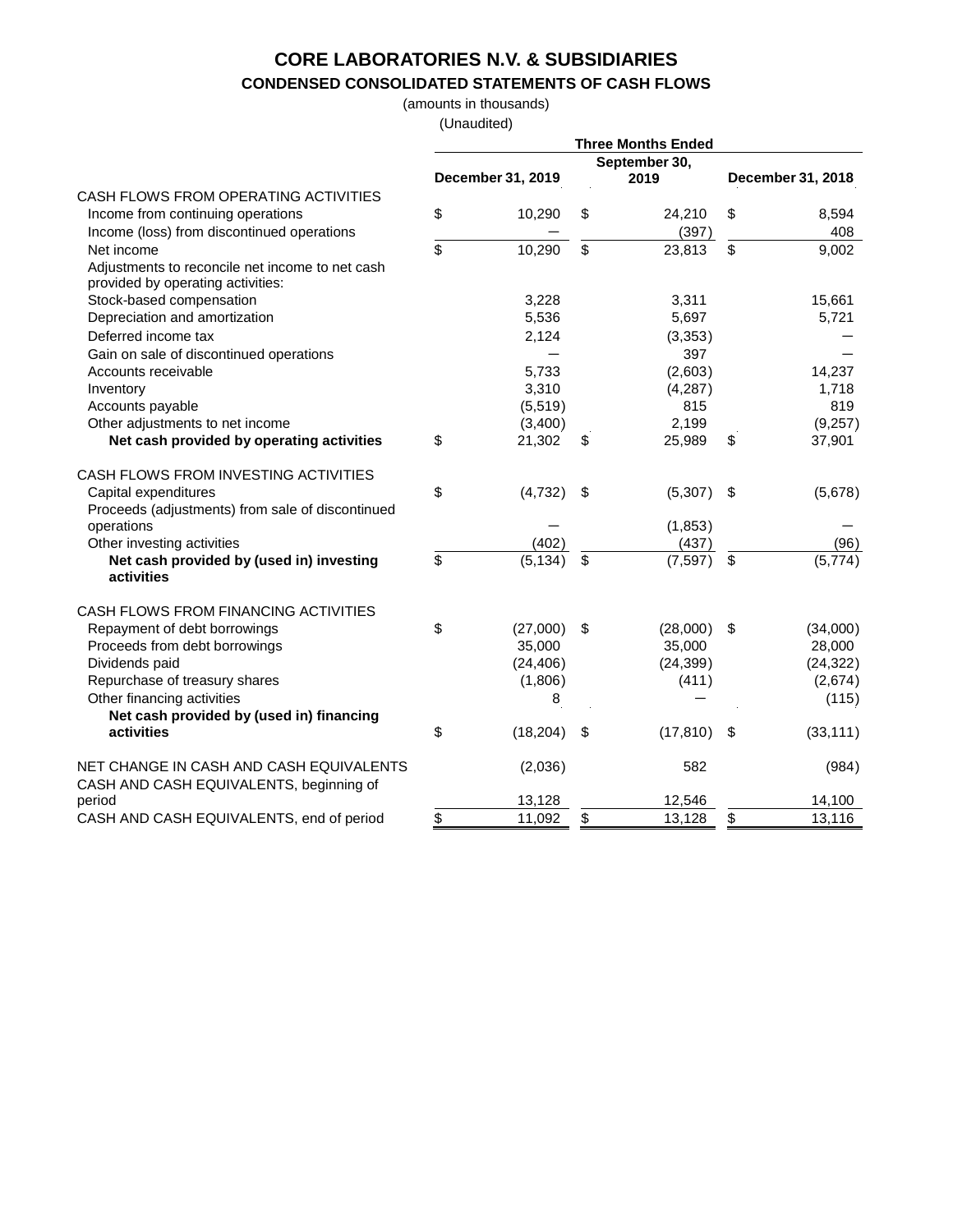# CORE LABORATORIES N.V. & SUBSIDIARIES

## CONDENSED CONSOLIDATED STATEMENTS OF CASH FLOWS

(amounts in thousands)

(Unaudited)

| | Three Months Ended | | |
|---|---|---|---|
| | December 31, 2019 | September 30, 2019 | December 31, 2018 |
| CASH FLOWS FROM OPERATING ACTIVITIES | | | |
| Income from continuing operations | $ 10,290 | $ 24,210 | $ 8,594 |
| Income (loss) from discontinued operations | — | (397) | 408 |
| Net income | $ 10,290 | $ 23,813 | $ 9,002 |
| Adjustments to reconcile net income to net cash provided by operating activities: | | | |
| Stock-based compensation | 3,228 | 3,311 | 15,661 |
| Depreciation and amortization | 5,536 | 5,697 | 5,721 |
| Deferred income tax | 2,124 | (3,353) | — |
| Gain on sale of discontinued operations | — | 397 | — |
| Accounts receivable | 5,733 | (2,603) | 14,237 |
| Inventory | 3,310 | (4,287) | 1,718 |
| Accounts payable | (5,519) | 815 | 819 |
| Other adjustments to net income | (3,400) | 2,199 | (9,257) |
| **Net cash provided by operating activities** | $ 21,302 | $ 25,989 | $ 37,901 |
| CASH FLOWS FROM INVESTING ACTIVITIES | | | |
| Capital expenditures | $ (4,732) | $ (5,307) | $ (5,678) |
| Proceeds (adjustments) from sale of discontinued operations | — | (1,853) | — |
| Other investing activities | (402) | (437) | (96) |
| **Net cash provided by (used in) investing activities** | $ (5,134) | $ (7,597) | $ (5,774) |
| CASH FLOWS FROM FINANCING ACTIVITIES | | | |
| Repayment of debt borrowings | $ (27,000) | $ (28,000) | $ (34,000) |
| Proceeds from debt borrowings | 35,000 | 35,000 | 28,000 |
| Dividends paid | (24,406) | (24,399) | (24,322) |
| Repurchase of treasury shares | (1,806) | (411) | (2,674) |
| Other financing activities | 8 | — | (115) |
| **Net cash provided by (used in) financing activities** | $ (18,204) | $ (17,810) | $ (33,111) |
| NET CHANGE IN CASH AND CASH EQUIVALENTS | (2,036) | 582 | (984) |
| CASH AND CASH EQUIVALENTS, beginning of period | 13,128 | 12,546 | 14,100 |
| CASH AND CASH EQUIVALENTS, end of period | $ 11,092 | $ 13,128 | $ 13,116 |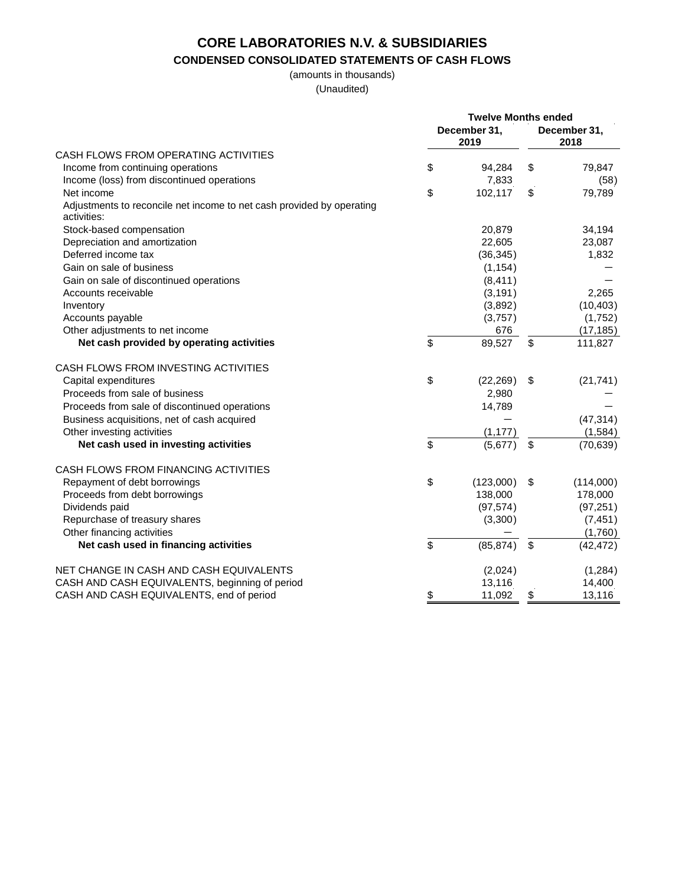# CORE LABORATORIES N.V. & SUBSIDIARIES

## CONDENSED CONSOLIDATED STATEMENTS OF CASH FLOWS

(amounts in thousands)

(Unaudited)

| | Twelve Months ended | |
|---|---|---|
| | December 31, 2019 | December 31, 2018 |
| CASH FLOWS FROM OPERATING ACTIVITIES | | |
| Income from continuing operations | $ 94,284 | $ 79,847 |
| Income (loss) from discontinued operations | 7,833 | (58) |
| Net income | $ 102,117 | $ 79,789 |
| Adjustments to reconcile net income to net cash provided by operating activities: | | |
| Stock-based compensation | 20,879 | 34,194 |
| Depreciation and amortization | 22,605 | 23,087 |
| Deferred income tax | (36,345) | 1,832 |
| Gain on sale of business | (1,154) | — |
| Gain on sale of discontinued operations | (8,411) | — |
| Accounts receivable | (3,191) | 2,265 |
| Inventory | (3,892) | (10,403) |
| Accounts payable | (3,757) | (1,752) |
| Other adjustments to net income | 676 | (17,185) |
| **Net cash provided by operating activities** | $ 89,527 | $ 111,827 |
| CASH FLOWS FROM INVESTING ACTIVITIES | | |
| Capital expenditures | $ (22,269) | $ (21,741) |
| Proceeds from sale of business | 2,980 | — |
| Proceeds from sale of discontinued operations | 14,789 | — |
| Business acquisitions, net of cash acquired | — | (47,314) |
| Other investing activities | (1,177) | (1,584) |
| **Net cash used in investing activities** | $ (5,677) | $ (70,639) |
| CASH FLOWS FROM FINANCING ACTIVITIES | | |
| Repayment of debt borrowings | $ (123,000) | $ (114,000) |
| Proceeds from debt borrowings | 138,000 | 178,000 |
| Dividends paid | (97,574) | (97,251) |
| Repurchase of treasury shares | (3,300) | (7,451) |
| Other financing activities | — | (1,760) |
| **Net cash used in financing activities** | $ (85,874) | $ (42,472) |
| NET CHANGE IN CASH AND CASH EQUIVALENTS | (2,024) | (1,284) |
| CASH AND CASH EQUIVALENTS, beginning of period | 13,116 | 14,400 |
| CASH AND CASH EQUIVALENTS, end of period | $ 11,092 | $ 13,116 |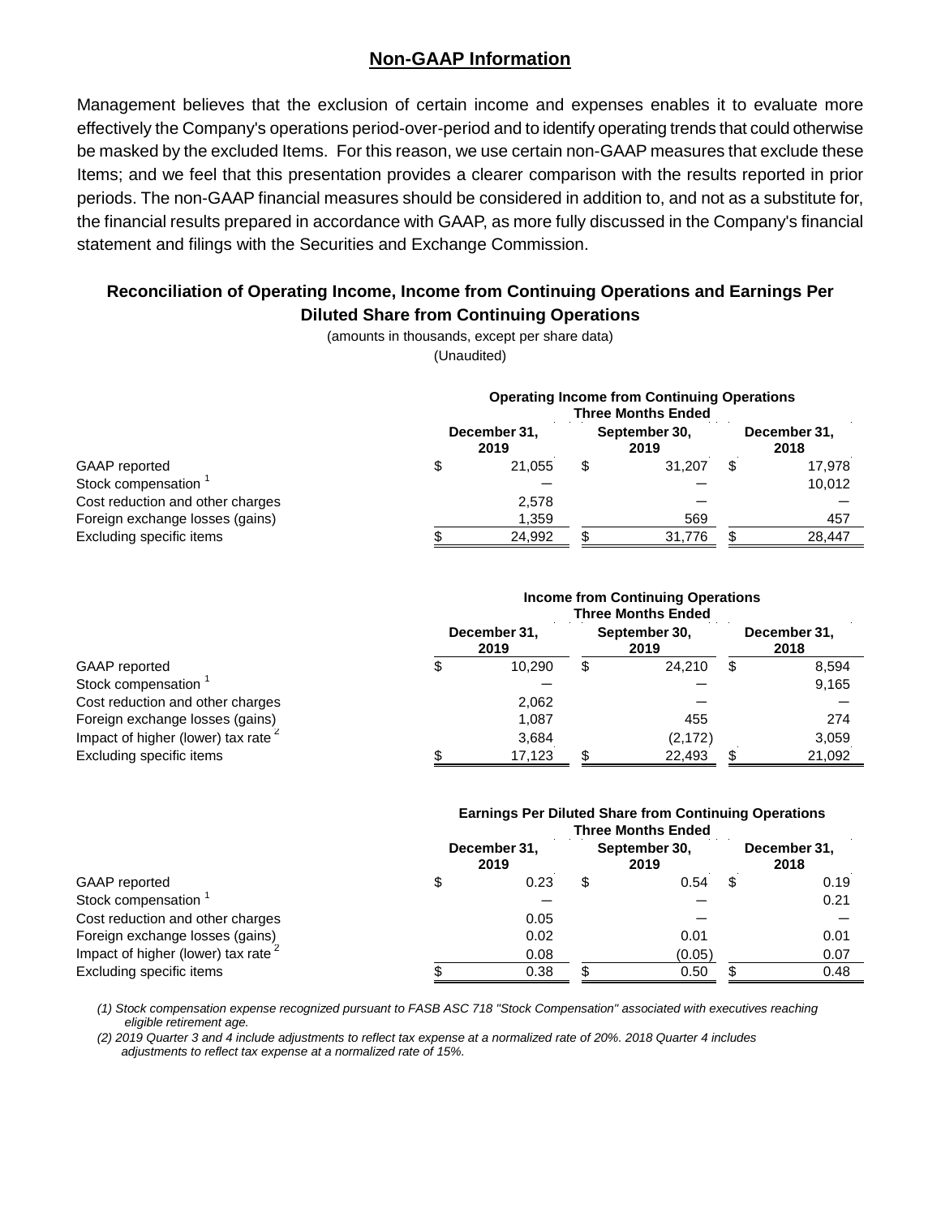## Non-GAAP Information

Management believes that the exclusion of certain income and expenses enables it to evaluate more effectively the Company's operations period-over-period and to identify operating trends that could otherwise be masked by the excluded Items. For this reason, we use certain non-GAAP measures that exclude these Items; and we feel that this presentation provides a clearer comparison with the results reported in prior periods. The non-GAAP financial measures should be considered in addition to, and not as a substitute for, the financial results prepared in accordance with GAAP, as more fully discussed in the Company's financial statement and filings with the Securities and Exchange Commission.

### Reconciliation of Operating Income, Income from Continuing Operations and Earnings Per Diluted Share from Continuing Operations

(amounts in thousands, except per share data)

(Unaudited)

| | Operating Income from Continuing Operations Three Months Ended | | |
|---|---|---|---|
| | December 31, 2019 | September 30, 2019 | December 31, 2018 |
| GAAP reported | $ 21,055 | $ 31,207 | $ 17,978 |
| Stock compensation [1] | — | — | 10,012 |
| Cost reduction and other charges | 2,578 | — | — |
| Foreign exchange losses (gains) | 1,359 | 569 | 457 |
| Excluding specific items | $ 24,992 | $ 31,776 | $ 28,447 |

| | Income from Continuing Operations Three Months Ended | | |
|---|---|---|---|
| | December 31, 2019 | September 30, 2019 | December 31, 2018 |
| GAAP reported | $ 10,290 | $ 24,210 | $ 8,594 |
| Stock compensation [1] | — | — | 9,165 |
| Cost reduction and other charges | 2,062 | — | — |
| Foreign exchange losses (gains) | 1,087 | 455 | 274 |
| Impact of higher (lower) tax rate [2] | 3,684 | (2,172) | 3,059 |
| Excluding specific items | $ 17,123 | $ 22,493 | $ 21,092 |

| | Earnings Per Diluted Share from Continuing Operations Three Months Ended | | |
|---|---|---|---|
| | December 31, 2019 | September 30, 2019 | December 31, 2018 |
| GAAP reported | $ 0.23 | $ 0.54 | $ 0.19 |
| Stock compensation [1] | — | — | 0.21 |
| Cost reduction and other charges | 0.05 | — | — |
| Foreign exchange losses (gains) | 0.02 | 0.01 | 0.01 |
| Impact of higher (lower) tax rate [2] | 0.08 | (0.05) | 0.07 |
| Excluding specific items | $ 0.38 | $ 0.50 | $ 0.48 |

*(1) Stock compensation expense recognized pursuant to FASB ASC 718 "Stock Compensation" associated with executives reaching eligible retirement age.*

*(2) 2019 Quarter 3 and 4 include adjustments to reflect tax expense at a normalized rate of 20%. 2018 Quarter 4 includes adjustments to reflect tax expense at a normalized rate of 15%.*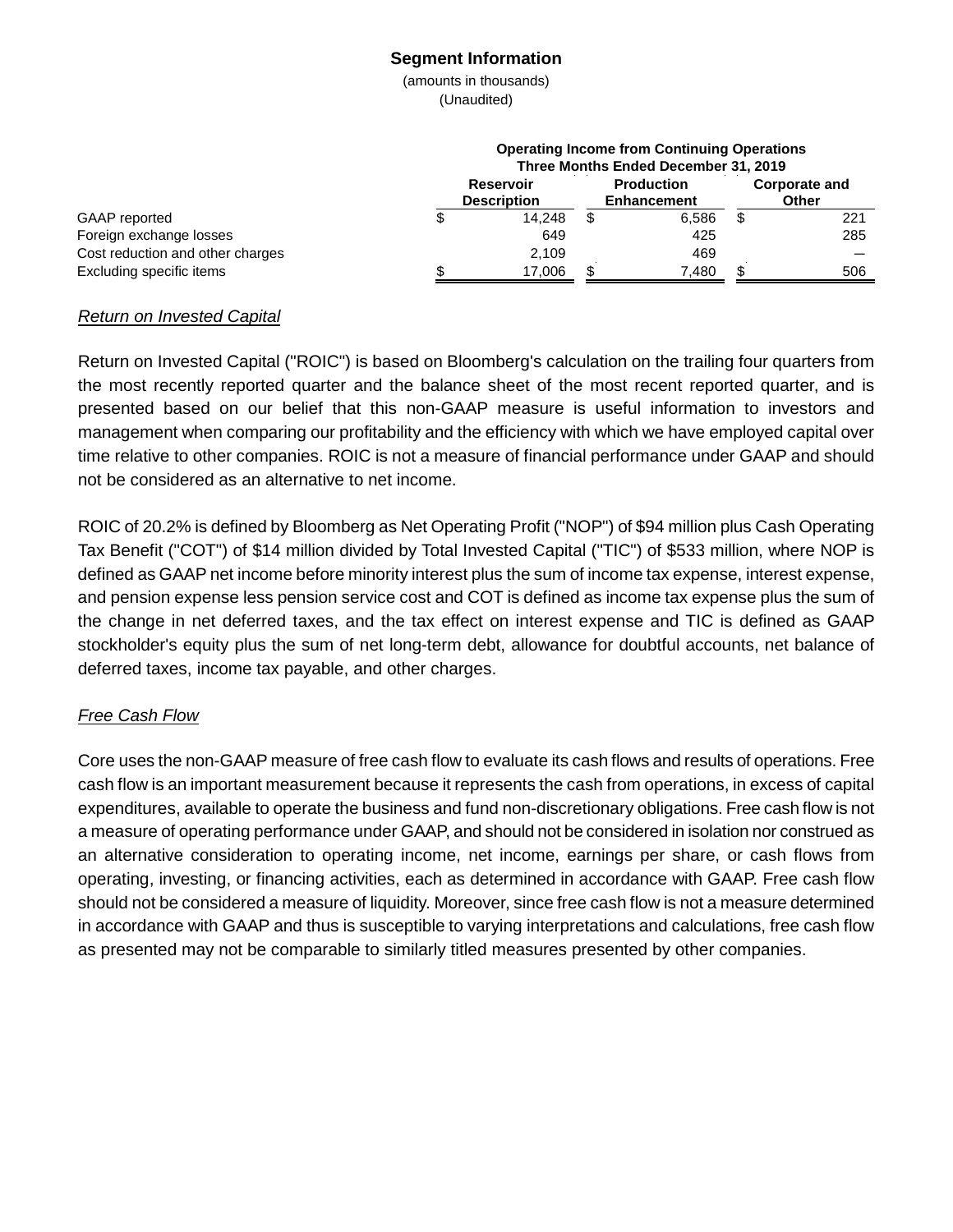## Segment Information

(amounts in thousands)

(Unaudited)

| | Operating Income from Continuing Operations Three Months Ended December 31, 2019 | | |
|---|---|---|---|
| | Reservoir Description | Production Enhancement | Corporate and Other |
| GAAP reported | $ 14,248 | $ 6,586 | $ 221 |
| Foreign exchange losses | 649 | 425 | 285 |
| Cost reduction and other charges | 2,109 | 469 | — |
| Excluding specific items | $ 17,006 | $ 7,480 | $ 506 |

*Return on Invested Capital*

Return on Invested Capital ("ROIC") is based on Bloomberg's calculation on the trailing four quarters from the most recently reported quarter and the balance sheet of the most recent reported quarter, and is presented based on our belief that this non-GAAP measure is useful information to investors and management when comparing our profitability and the efficiency with which we have employed capital over time relative to other companies. ROIC is not a measure of financial performance under GAAP and should not be considered as an alternative to net income.

ROIC of 20.2% is defined by Bloomberg as Net Operating Profit ("NOP") of $94 million plus Cash Operating Tax Benefit ("COT") of $14 million divided by Total Invested Capital ("TIC") of $533 million, where NOP is defined as GAAP net income before minority interest plus the sum of income tax expense, interest expense, and pension expense less pension service cost and COT is defined as income tax expense plus the sum of the change in net deferred taxes, and the tax effect on interest expense and TIC is defined as GAAP stockholder's equity plus the sum of net long-term debt, allowance for doubtful accounts, net balance of deferred taxes, income tax payable, and other charges.

*Free Cash Flow*

Core uses the non-GAAP measure of free cash flow to evaluate its cash flows and results of operations. Free cash flow is an important measurement because it represents the cash from operations, in excess of capital expenditures, available to operate the business and fund non-discretionary obligations. Free cash flow is not a measure of operating performance under GAAP, and should not be considered in isolation nor construed as an alternative consideration to operating income, net income, earnings per share, or cash flows from operating, investing, or financing activities, each as determined in accordance with GAAP. Free cash flow should not be considered a measure of liquidity. Moreover, since free cash flow is not a measure determined in accordance with GAAP and thus is susceptible to varying interpretations and calculations, free cash flow as presented may not be comparable to similarly titled measures presented by other companies.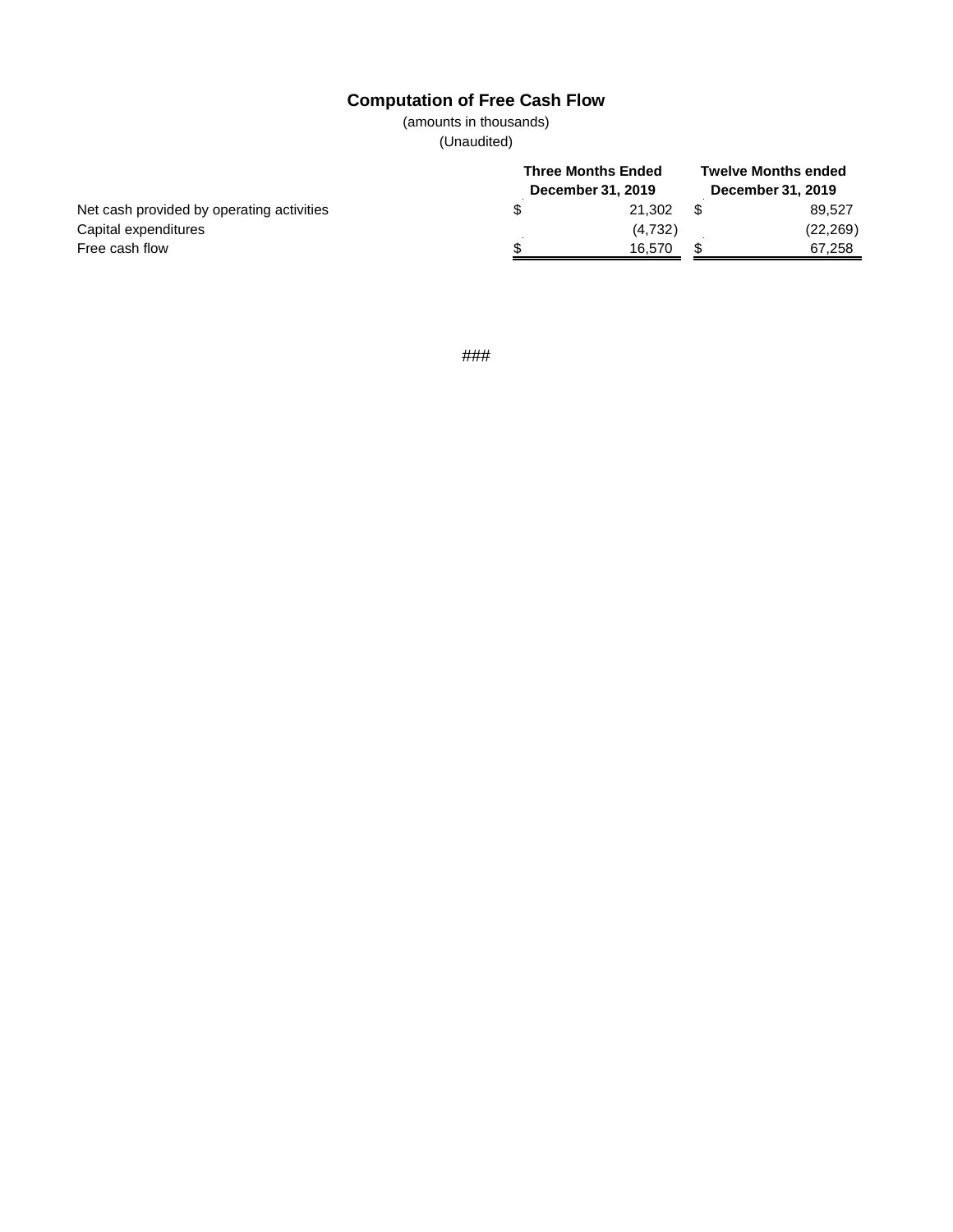## Computation of Free Cash Flow

(amounts in thousands)

(Unaudited)

| | Three Months Ended December 31, 2019 | Twelve Months ended December 31, 2019 |
|---|---|---|
| Net cash provided by operating activities | $ 21,302 | $ 89,527 |
| Capital expenditures | (4,732) | (22,269) |
| Free cash flow | $ 16,570 | $ 67,258 |

###